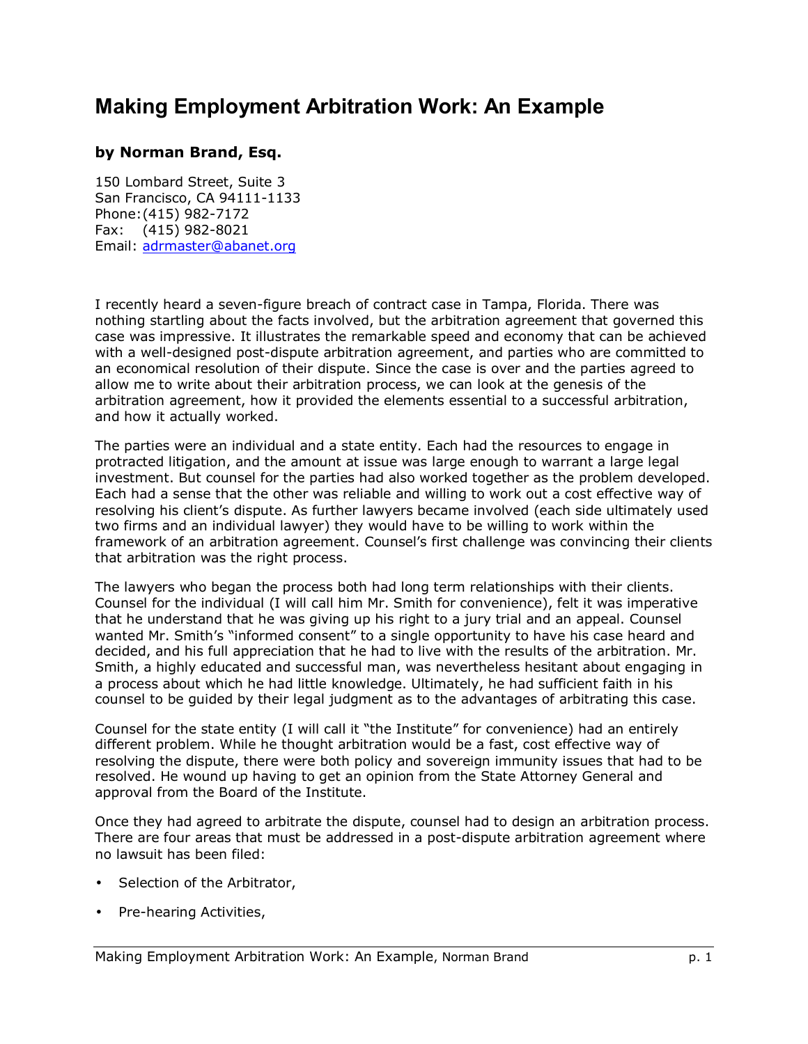# Making Employment Arbitration Work: An Example

**by Norman Brand, Esq.**

150 Lombard Street, Suite 3
San Francisco, CA 94111-1133
Phone: (415) 982-7172
Fax: (415) 982-8021
Email: adrmaster@abanet.org

I recently heard a seven-figure breach of contract case in Tampa, Florida. There was nothing startling about the facts involved, but the arbitration agreement that governed this case was impressive. It illustrates the remarkable speed and economy that can be achieved with a well-designed post-dispute arbitration agreement, and parties who are committed to an economical resolution of their dispute. Since the case is over and the parties agreed to allow me to write about their arbitration process, we can look at the genesis of the arbitration agreement, how it provided the elements essential to a successful arbitration, and how it actually worked.

The parties were an individual and a state entity. Each had the resources to engage in protracted litigation, and the amount at issue was large enough to warrant a large legal investment. But counsel for the parties had also worked together as the problem developed. Each had a sense that the other was reliable and willing to work out a cost effective way of resolving his client's dispute. As further lawyers became involved (each side ultimately used two firms and an individual lawyer) they would have to be willing to work within the framework of an arbitration agreement. Counsel's first challenge was convincing their clients that arbitration was the right process.

The lawyers who began the process both had long term relationships with their clients. Counsel for the individual (I will call him Mr. Smith for convenience), felt it was imperative that he understand that he was giving up his right to a jury trial and an appeal. Counsel wanted Mr. Smith's "informed consent" to a single opportunity to have his case heard and decided, and his full appreciation that he had to live with the results of the arbitration. Mr. Smith, a highly educated and successful man, was nevertheless hesitant about engaging in a process about which he had little knowledge. Ultimately, he had sufficient faith in his counsel to be guided by their legal judgment as to the advantages of arbitrating this case.

Counsel for the state entity (I will call it "the Institute" for convenience) had an entirely different problem. While he thought arbitration would be a fast, cost effective way of resolving the dispute, there were both policy and sovereign immunity issues that had to be resolved. He wound up having to get an opinion from the State Attorney General and approval from the Board of the Institute.

Once they had agreed to arbitrate the dispute, counsel had to design an arbitration process. There are four areas that must be addressed in a post-dispute arbitration agreement where no lawsuit has been filed:

- Selection of the Arbitrator,
- Pre-hearing Activities,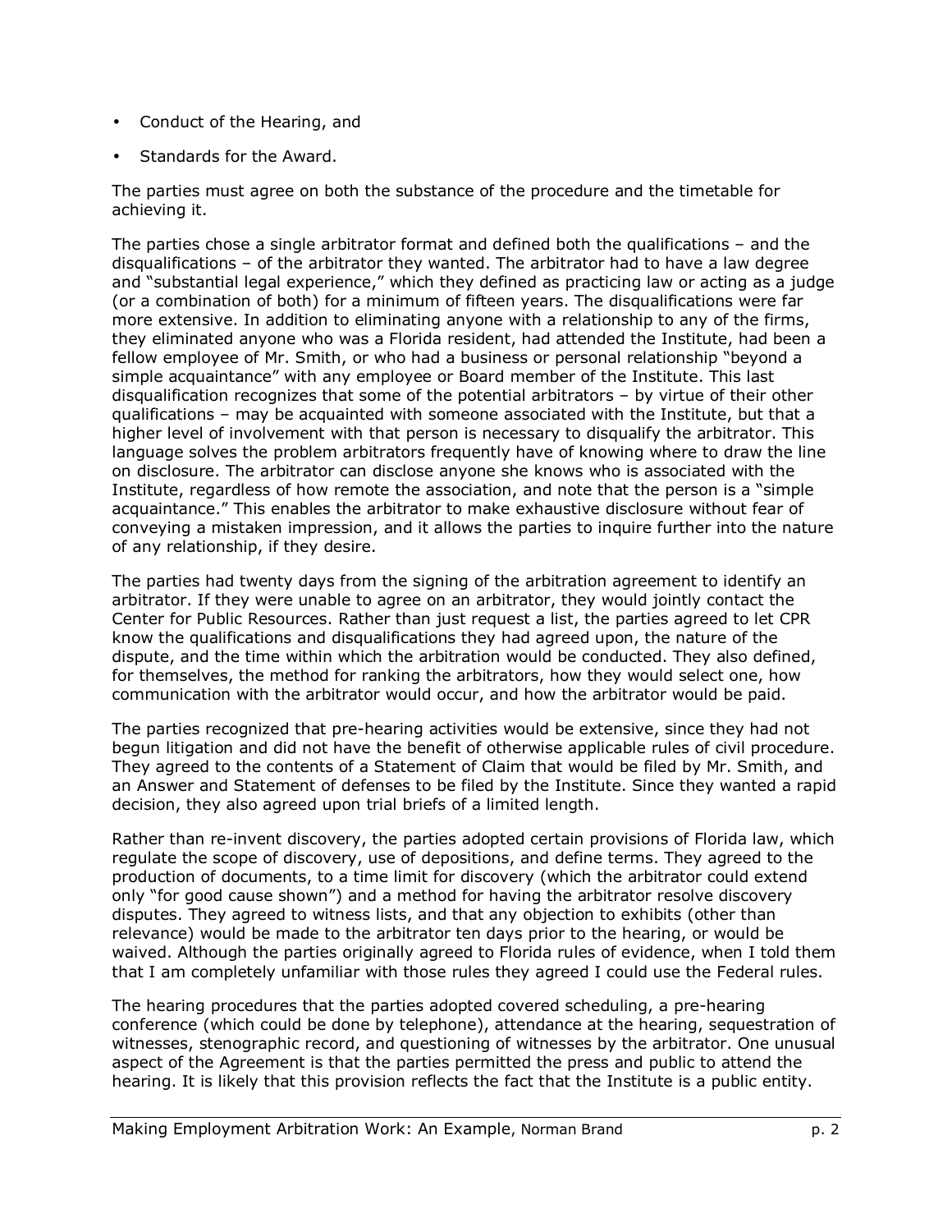- Conduct of the Hearing, and
- Standards for the Award.

The parties must agree on both the substance of the procedure and the timetable for achieving it.

The parties chose a single arbitrator format and defined both the qualifications – and the disqualifications – of the arbitrator they wanted. The arbitrator had to have a law degree and "substantial legal experience," which they defined as practicing law or acting as a judge (or a combination of both) for a minimum of fifteen years. The disqualifications were far more extensive. In addition to eliminating anyone with a relationship to any of the firms, they eliminated anyone who was a Florida resident, had attended the Institute, had been a fellow employee of Mr. Smith, or who had a business or personal relationship "beyond a simple acquaintance" with any employee or Board member of the Institute. This last disqualification recognizes that some of the potential arbitrators – by virtue of their other qualifications – may be acquainted with someone associated with the Institute, but that a higher level of involvement with that person is necessary to disqualify the arbitrator. This language solves the problem arbitrators frequently have of knowing where to draw the line on disclosure. The arbitrator can disclose anyone she knows who is associated with the Institute, regardless of how remote the association, and note that the person is a "simple acquaintance." This enables the arbitrator to make exhaustive disclosure without fear of conveying a mistaken impression, and it allows the parties to inquire further into the nature of any relationship, if they desire.

The parties had twenty days from the signing of the arbitration agreement to identify an arbitrator. If they were unable to agree on an arbitrator, they would jointly contact the Center for Public Resources. Rather than just request a list, the parties agreed to let CPR know the qualifications and disqualifications they had agreed upon, the nature of the dispute, and the time within which the arbitration would be conducted. They also defined, for themselves, the method for ranking the arbitrators, how they would select one, how communication with the arbitrator would occur, and how the arbitrator would be paid.

The parties recognized that pre-hearing activities would be extensive, since they had not begun litigation and did not have the benefit of otherwise applicable rules of civil procedure. They agreed to the contents of a Statement of Claim that would be filed by Mr. Smith, and an Answer and Statement of defenses to be filed by the Institute. Since they wanted a rapid decision, they also agreed upon trial briefs of a limited length.

Rather than re-invent discovery, the parties adopted certain provisions of Florida law, which regulate the scope of discovery, use of depositions, and define terms. They agreed to the production of documents, to a time limit for discovery (which the arbitrator could extend only "for good cause shown") and a method for having the arbitrator resolve discovery disputes. They agreed to witness lists, and that any objection to exhibits (other than relevance) would be made to the arbitrator ten days prior to the hearing, or would be waived. Although the parties originally agreed to Florida rules of evidence, when I told them that I am completely unfamiliar with those rules they agreed I could use the Federal rules.

The hearing procedures that the parties adopted covered scheduling, a pre-hearing conference (which could be done by telephone), attendance at the hearing, sequestration of witnesses, stenographic record, and questioning of witnesses by the arbitrator. One unusual aspect of the Agreement is that the parties permitted the press and public to attend the hearing. It is likely that this provision reflects the fact that the Institute is a public entity.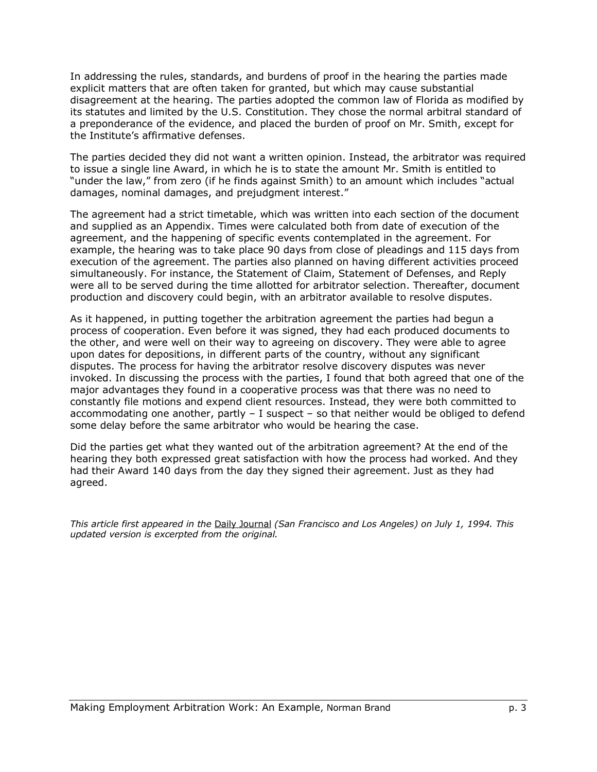In addressing the rules, standards, and burdens of proof in the hearing the parties made explicit matters that are often taken for granted, but which may cause substantial disagreement at the hearing. The parties adopted the common law of Florida as modified by its statutes and limited by the U.S. Constitution. They chose the normal arbitral standard of a preponderance of the evidence, and placed the burden of proof on Mr. Smith, except for the Institute's affirmative defenses.

The parties decided they did not want a written opinion. Instead, the arbitrator was required to issue a single line Award, in which he is to state the amount Mr. Smith is entitled to "under the law," from zero (if he finds against Smith) to an amount which includes "actual damages, nominal damages, and prejudgment interest."

The agreement had a strict timetable, which was written into each section of the document and supplied as an Appendix. Times were calculated both from date of execution of the agreement, and the happening of specific events contemplated in the agreement. For example, the hearing was to take place 90 days from close of pleadings and 115 days from execution of the agreement. The parties also planned on having different activities proceed simultaneously. For instance, the Statement of Claim, Statement of Defenses, and Reply were all to be served during the time allotted for arbitrator selection. Thereafter, document production and discovery could begin, with an arbitrator available to resolve disputes.

As it happened, in putting together the arbitration agreement the parties had begun a process of cooperation. Even before it was signed, they had each produced documents to the other, and were well on their way to agreeing on discovery. They were able to agree upon dates for depositions, in different parts of the country, without any significant disputes. The process for having the arbitrator resolve discovery disputes was never invoked. In discussing the process with the parties, I found that both agreed that one of the major advantages they found in a cooperative process was that there was no need to constantly file motions and expend client resources. Instead, they were both committed to accommodating one another, partly – I suspect – so that neither would be obliged to defend some delay before the same arbitrator who would be hearing the case.

Did the parties get what they wanted out of the arbitration agreement? At the end of the hearing they both expressed great satisfaction with how the process had worked. And they had their Award 140 days from the day they signed their agreement. Just as they had agreed.

*This article first appeared in the* Daily Journal *(San Francisco and Los Angeles) on July 1, 1994. This updated version is excerpted from the original.*